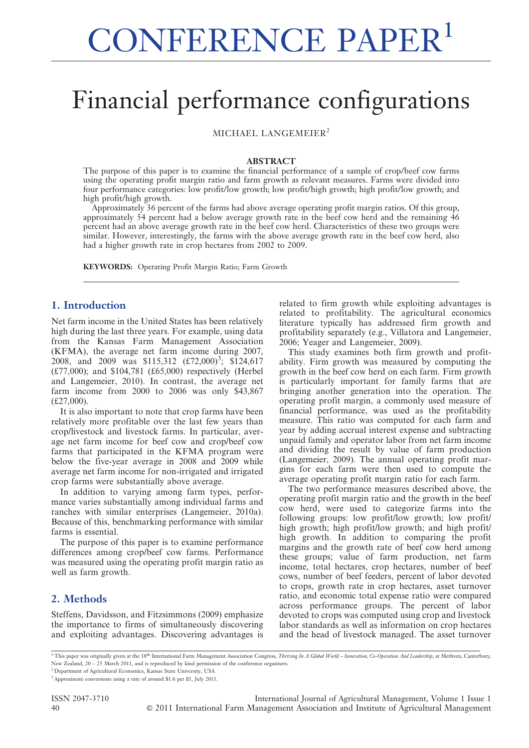# CONFERENCE PAPER[1]

# Financial performance configurations

MICHAEL LANGEMEIER[2]

### ABSTRACT

The purpose of this paper is to examine the financial performance of a sample of crop/beef cow farms using the operating profit margin ratio and farm growth as relevant measures. Farms were divided into four performance categories: low profit/low growth; low profit/high growth; high profit/low growth; and high profit/high growth.

Approximately 36 percent of the farms had above average operating profit margin ratios. Of this group, approximately 54 percent had a below average growth rate in the beef cow herd and the remaining 46 percent had an above average growth rate in the beef cow herd. Characteristics of these two groups were similar. However, interestingly, the farms with the above average growth rate in the beef cow herd, also had a higher growth rate in crop hectares from 2002 to 2009.

**KEYWORDS:** Operating Profit Margin Ratio; Farm Growth

## 1. Introduction

Net farm income in the United States has been relatively high during the last three years. For example, using data from the Kansas Farm Management Association (KFMA), the average net farm income during 2007, 2008, and 2009 was $115,312 (£72,000)[3]; $124,617 (£77,000); and $104,781 (£65,000) respectively (Herbel and Langemeier, 2010). In contrast, the average net farm income from 2000 to 2006 was only $43,867 (£27,000).

It is also important to note that crop farms have been relatively more profitable over the last few years than crop/livestock and livestock farms. In particular, average net farm income for beef cow and crop/beef cow farms that participated in the KFMA program were below the five-year average in 2008 and 2009 while average net farm income for non-irrigated and irrigated crop farms were substantially above average.

In addition to varying among farm types, performance varies substantially among individual farms and ranches with similar enterprises (Langemeier, 2010a). Because of this, benchmarking performance with similar farms is essential.

The purpose of this paper is to examine performance differences among crop/beef cow farms. Performance was measured using the operating profit margin ratio as well as farm growth.

## 2. Methods

Steffens, Davidsson, and Fitzsimmons (2009) emphasize the importance to firms of simultaneously discovering and exploiting advantages. Discovering advantages is related to firm growth while exploiting advantages is related to profitability. The agricultural economics literature typically has addressed firm growth and profitability separately (e.g., Villatora and Langemeier, 2006; Yeager and Langemeier, 2009).

This study examines both firm growth and profitability. Firm growth was measured by computing the growth in the beef cow herd on each farm. Firm growth is particularly important for family farms that are bringing another generation into the operation. The operating profit margin, a commonly used measure of financial performance, was used as the profitability measure. This ratio was computed for each farm and year by adding accrual interest expense and subtracting unpaid family and operator labor from net farm income and dividing the result by value of farm production (Langemeier, 2009). The annual operating profit margins for each farm were then used to compute the average operating profit margin ratio for each farm.

The two performance measures described above, the operating profit margin ratio and the growth in the beef cow herd, were used to categorize farms into the following groups: low profit/low growth; low profit/high growth; high profit/low growth; and high profit/high growth. In addition to comparing the profit margins and the growth rate of beef cow herd among these groups; value of farm production, net farm income, total hectares, crop hectares, number of beef cows, number of beef feeders, percent of labor devoted to crops, growth rate in crop hectares, asset turnover ratio, and economic total expense ratio were compared across performance groups. The percent of labor devoted to crops was computed using crop and livestock labor standards as well as information on crop hectares and the head of livestock managed. The asset turnover

[1] This paper was originally given at the 18th International Farm Management Association Congress, *Thriving In A Global World – Innovation, Co-Operation And Leadership*, at Methven, Canterbury, New Zealand, 20 – 25 March 2011, and is reproduced by kind permission of the conference organisers.

[2] Department of Agricultural Economics, Kansas State University, USA

[3] Approximate conversions using a rate of around $1.6 per £1, July 2011.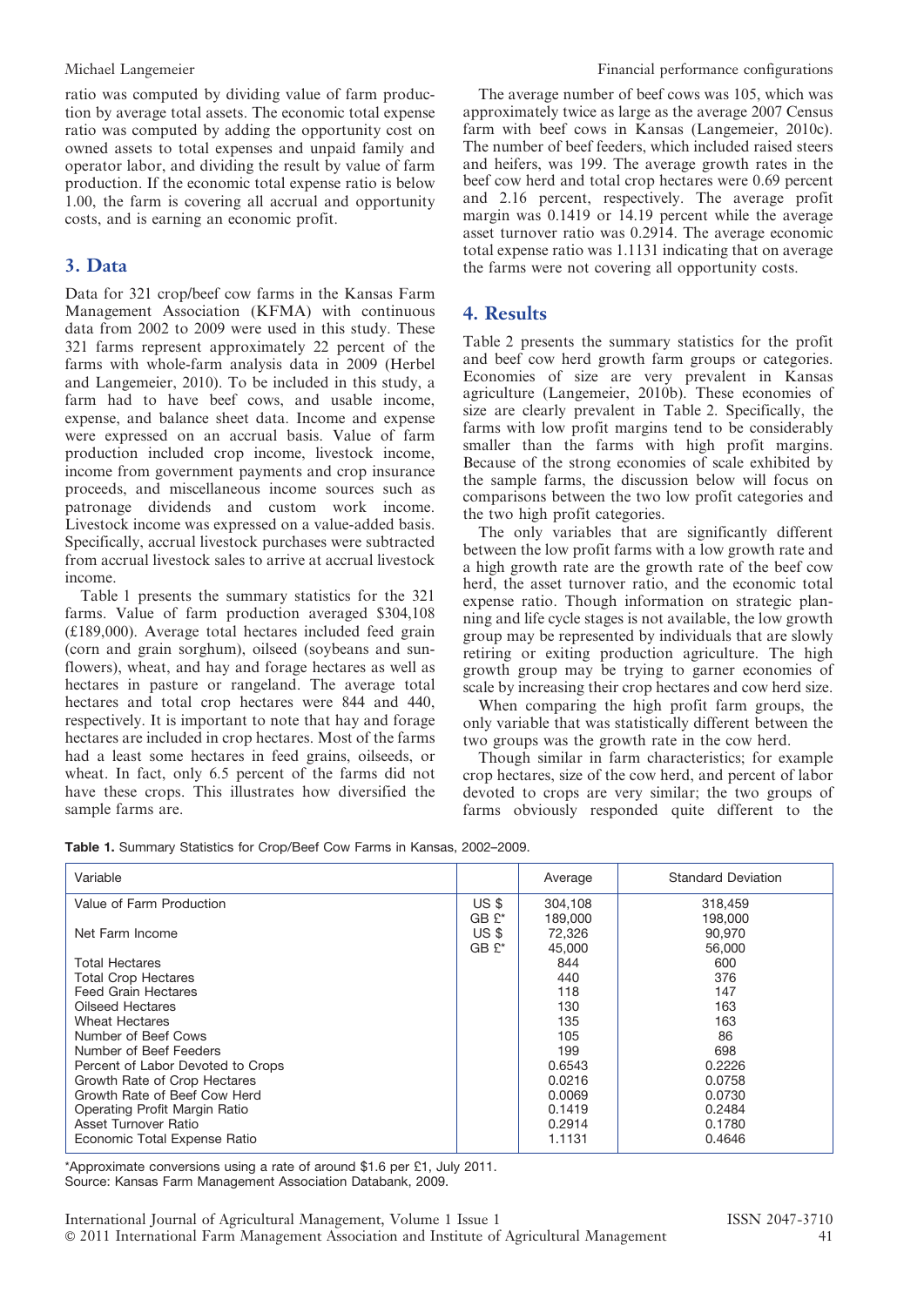ratio was computed by dividing value of farm production by average total assets. The economic total expense ratio was computed by adding the opportunity cost on owned assets to total expenses and unpaid family and operator labor, and dividing the result by value of farm production. If the economic total expense ratio is below 1.00, the farm is covering all accrual and opportunity costs, and is earning an economic profit.

## 3. Data

Data for 321 crop/beef cow farms in the Kansas Farm Management Association (KFMA) with continuous data from 2002 to 2009 were used in this study. These 321 farms represent approximately 22 percent of the farms with whole-farm analysis data in 2009 (Herbel and Langemeier, 2010). To be included in this study, a farm had to have beef cows, and usable income, expense, and balance sheet data. Income and expense were expressed on an accrual basis. Value of farm production included crop income, livestock income, income from government payments and crop insurance proceeds, and miscellaneous income sources such as patronage dividends and custom work income. Livestock income was expressed on a value-added basis. Specifically, accrual livestock purchases were subtracted from accrual livestock sales to arrive at accrual livestock income.

Table 1 presents the summary statistics for the 321 farms. Value of farm production averaged $304,108 (£189,000). Average total hectares included feed grain (corn and grain sorghum), oilseed (soybeans and sunflowers), wheat, and hay and forage hectares as well as hectares in pasture or rangeland. The average total hectares and total crop hectares were 844 and 440, respectively. It is important to note that hay and forage hectares are included in crop hectares. Most of the farms had a least some hectares in feed grains, oilseeds, or wheat. In fact, only 6.5 percent of the farms did not have these crops. This illustrates how diversified the sample farms are.

The average number of beef cows was 105, which was approximately twice as large as the average 2007 Census farm with beef cows in Kansas (Langemeier, 2010c). The number of beef feeders, which included raised steers and heifers, was 199. The average growth rates in the beef cow herd and total crop hectares were 0.69 percent and 2.16 percent, respectively. The average profit margin was 0.1419 or 14.19 percent while the average asset turnover ratio was 0.2914. The average economic total expense ratio was 1.1131 indicating that on average the farms were not covering all opportunity costs.

## 4. Results

Table 2 presents the summary statistics for the profit and beef cow herd growth farm groups or categories. Economies of size are very prevalent in Kansas agriculture (Langemeier, 2010b). These economies of size are clearly prevalent in Table 2. Specifically, the farms with low profit margins tend to be considerably smaller than the farms with high profit margins. Because of the strong economies of scale exhibited by the sample farms, the discussion below will focus on comparisons between the two low profit categories and the two high profit categories.

The only variables that are significantly different between the low profit farms with a low growth rate and a high growth rate are the growth rate of the beef cow herd, the asset turnover ratio, and the economic total expense ratio. Though information on strategic planning and life cycle stages is not available, the low growth group may be represented by individuals that are slowly retiring or exiting production agriculture. The high growth group may be trying to garner economies of scale by increasing their crop hectares and cow herd size.

When comparing the high profit farm groups, the only variable that was statistically different between the two groups was the growth rate in the cow herd.

Though similar in farm characteristics; for example crop hectares, size of the cow herd, and percent of labor devoted to crops are very similar; the two groups of farms obviously responded quite different to the

**Table 1.** Summary Statistics for Crop/Beef Cow Farms in Kansas, 2002–2009.

| Variable | | Average | Standard Deviation |
|---|---|---|---|
| Value of Farm Production | US $ | 304,108 | 318,459 |
| | GB £* | 189,000 | 198,000 |
| Net Farm Income | US $ | 72,326 | 90,970 |
| | GB £* | 45,000 | 56,000 |
| Total Hectares | | 844 | 600 |
| Total Crop Hectares | | 440 | 376 |
| Feed Grain Hectares | | 118 | 147 |
| Oilseed Hectares | | 130 | 163 |
| Wheat Hectares | | 135 | 163 |
| Number of Beef Cows | | 105 | 86 |
| Number of Beef Feeders | | 199 | 698 |
| Percent of Labor Devoted to Crops | | 0.6543 | 0.2226 |
| Growth Rate of Crop Hectares | | 0.0216 | 0.0758 |
| Growth Rate of Beef Cow Herd | | 0.0069 | 0.0730 |
| Operating Profit Margin Ratio | | 0.1419 | 0.2484 |
| Asset Turnover Ratio | | 0.2914 | 0.1780 |
| Economic Total Expense Ratio | | 1.1131 | 0.4646 |

*Approximate conversions using a rate of around $1.6 per £1, July 2011.
Source: Kansas Farm Management Association Databank, 2009.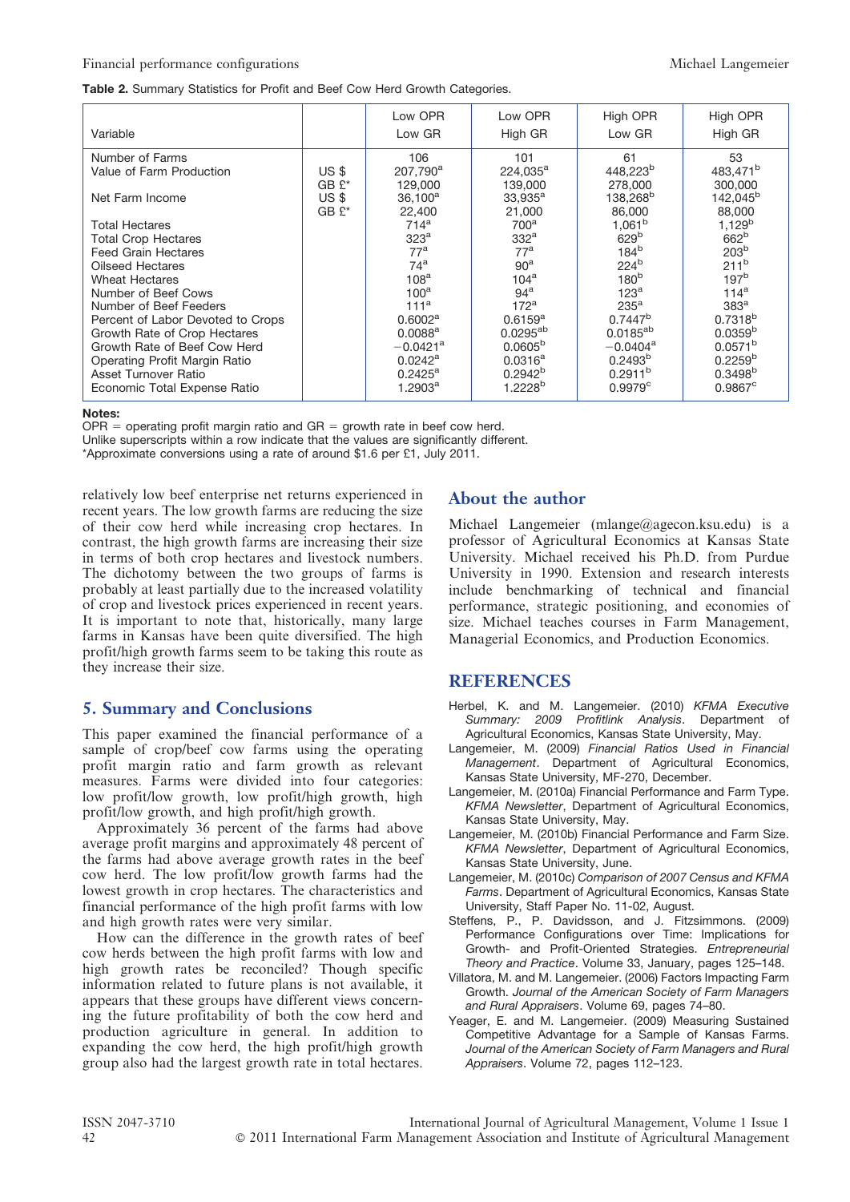**Table 2.** Summary Statistics for Profit and Beef Cow Herd Growth Categories.

| Variable | | Low OPR Low GR | Low OPR High GR | High OPR Low GR | High OPR High GR |
|---|---|---|---|---|---|
| Number of Farms | | 106 | 101 | 61 | 53 |
| Value of Farm Production | US $ | 207,790[a] | 224,035[a] | 448,223[b] | 483,471[b] |
| | GB £* | 129,000 | 139,000 | 278,000 | 300,000 |
| Net Farm Income | US $ | 36,100[a] | 33,935[a] | 138,268[b] | 142,045[b] |
| | GB £* | 22,400 | 21,000 | 86,000 | 88,000 |
| Total Hectares | | 714[a] | 700[a] | 1,061[b] | 1,129[b] |
| Total Crop Hectares | | 323[a] | 332[a] | 629[b] | 662[b] |
| Feed Grain Hectares | | 77[a] | 77[a] | 184[b] | 203[b] |
| Oilseed Hectares | | 74[a] | 90[a] | 224[b] | 211[b] |
| Wheat Hectares | | 108[a] | 104[a] | 180[b] | 197[b] |
| Number of Beef Cows | | 100[a] | 94[a] | 123[a] | 114[a] |
| Number of Beef Feeders | | 111[a] | 172[a] | 235[a] | 383[a] |
| Percent of Labor Devoted to Crops | | 0.6002[a] | 0.6159[a] | 0.7447[b] | 0.7318[b] |
| Growth Rate of Crop Hectares | | 0.0088[a] | 0.0295[ab] | 0.0185[ab] | 0.0359[b] |
| Growth Rate of Beef Cow Herd | | −0.0421[a] | 0.0605[b] | −0.0404[a] | 0.0571[b] |
| Operating Profit Margin Ratio | | 0.0242[a] | 0.0316[a] | 0.2493[b] | 0.2259[b] |
| Asset Turnover Ratio | | 0.2425[a] | 0.2942[b] | 0.2911[b] | 0.3498[b] |
| Economic Total Expense Ratio | | 1.2903[a] | 1.2228[b] | 0.9979[c] | 0.9867[c] |

**Notes:**
OPR = operating profit margin ratio and GR = growth rate in beef cow herd.
Unlike superscripts within a row indicate that the values are significantly different.
*Approximate conversions using a rate of around $1.6 per £1, July 2011.

relatively low beef enterprise net returns experienced in recent years. The low growth farms are reducing the size of their cow herd while increasing crop hectares. In contrast, the high growth farms are increasing their size in terms of both crop hectares and livestock numbers. The dichotomy between the two groups of farms is probably at least partially due to the increased volatility of crop and livestock prices experienced in recent years. It is important to note that, historically, many large farms in Kansas have been quite diversified. The high profit/high growth farms seem to be taking this route as they increase their size.

## 5. Summary and Conclusions

This paper examined the financial performance of a sample of crop/beef cow farms using the operating profit margin ratio and farm growth as relevant measures. Farms were divided into four categories: low profit/low growth, low profit/high growth, high profit/low growth, and high profit/high growth.

Approximately 36 percent of the farms had above average profit margins and approximately 48 percent of the farms had above average growth rates in the beef cow herd. The low profit/low growth farms had the lowest growth in crop hectares. The characteristics and financial performance of the high profit farms with low and high growth rates were very similar.

How can the difference in the growth rates of beef cow herds between the high profit farms with low and high growth rates be reconciled? Though specific information related to future plans is not available, it appears that these groups have different views concerning the future profitability of both the cow herd and production agriculture in general. In addition to expanding the cow herd, the high profit/high growth group also had the largest growth rate in total hectares.

## About the author

Michael Langemeier (mlange@agecon.ksu.edu) is a professor of Agricultural Economics at Kansas State University. Michael received his Ph.D. from Purdue University in 1990. Extension and research interests include benchmarking of technical and financial performance, strategic positioning, and economies of size. Michael teaches courses in Farm Management, Managerial Economics, and Production Economics.

## REFERENCES

Herbel, K. and M. Langemeier. (2010) *KFMA Executive Summary: 2009 Profitlink Analysis*. Department of Agricultural Economics, Kansas State University, May.

Langemeier, M. (2009) *Financial Ratios Used in Financial Management*. Department of Agricultural Economics, Kansas State University, MF-270, December.

Langemeier, M. (2010a) Financial Performance and Farm Type. *KFMA Newsletter*, Department of Agricultural Economics, Kansas State University, May.

Langemeier, M. (2010b) Financial Performance and Farm Size. *KFMA Newsletter*, Department of Agricultural Economics, Kansas State University, June.

Langemeier, M. (2010c) *Comparison of 2007 Census and KFMA Farms*. Department of Agricultural Economics, Kansas State University, Staff Paper No. 11-02, August.

Steffens, P., P. Davidsson, and J. Fitzsimmons. (2009) Performance Configurations over Time: Implications for Growth- and Profit-Oriented Strategies. *Entrepreneurial Theory and Practice*. Volume 33, January, pages 125–148.

Villatora, M. and M. Langemeier. (2006) Factors Impacting Farm Growth. *Journal of the American Society of Farm Managers and Rural Appraisers*. Volume 69, pages 74–80.

Yeager, E. and M. Langemeier. (2009) Measuring Sustained Competitive Advantage for a Sample of Kansas Farms. *Journal of the American Society of Farm Managers and Rural Appraisers*. Volume 72, pages 112–123.